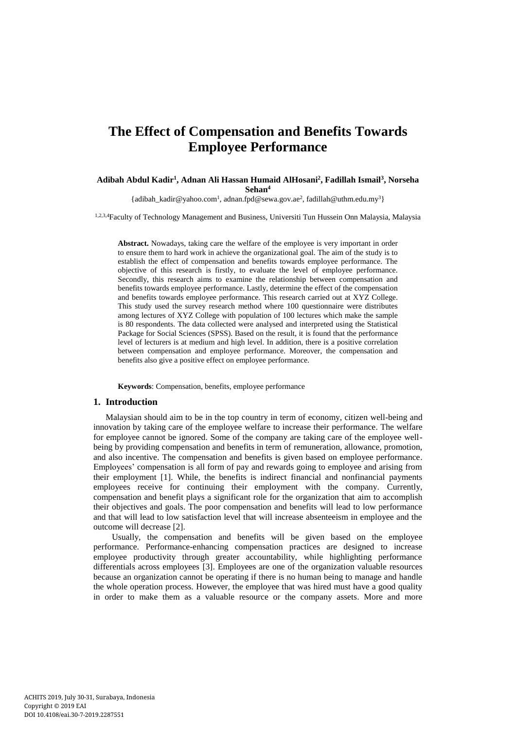# The Effect of Compensation and Benefits Towards Employee Performance

**Adibah Abdul Kadir[1], Adnan Ali Hassan Humaid AlHosani[2], Fadillah Ismail[3], Norseha Sehan[4]**

{adibah_kadir@yahoo.com[1], adnan.fpd@sewa.gov.ae[2], fadillah@uthm.edu.my[3]}

[1,2,3,4]Faculty of Technology Management and Business, Universiti Tun Hussein Onn Malaysia, Malaysia

**Abstract.** Nowadays, taking care the welfare of the employee is very important in order to ensure them to hard work in achieve the organizational goal. The aim of the study is to establish the effect of compensation and benefits towards employee performance. The objective of this research is firstly, to evaluate the level of employee performance. Secondly, this research aims to examine the relationship between compensation and benefits towards employee performance. Lastly, determine the effect of the compensation and benefits towards employee performance. This research carried out at XYZ College. This study used the survey research method where 100 questionnaire were distributes among lectures of XYZ College with population of 100 lectures which make the sample is 80 respondents. The data collected were analysed and interpreted using the Statistical Package for Social Sciences (SPSS). Based on the result, it is found that the performance level of lecturers is at medium and high level. In addition, there is a positive correlation between compensation and employee performance. Moreover, the compensation and benefits also give a positive effect on employee performance.

**Keywords**: Compensation, benefits, employee performance

## 1. Introduction

Malaysian should aim to be in the top country in term of economy, citizen well-being and innovation by taking care of the employee welfare to increase their performance. The welfare for employee cannot be ignored. Some of the company are taking care of the employee well-being by providing compensation and benefits in term of remuneration, allowance, promotion, and also incentive. The compensation and benefits is given based on employee performance. Employees' compensation is all form of pay and rewards going to employee and arising from their employment [1]. While, the benefits is indirect financial and nonfinancial payments employees receive for continuing their employment with the company. Currently, compensation and benefit plays a significant role for the organization that aim to accomplish their objectives and goals. The poor compensation and benefits will lead to low performance and that will lead to low satisfaction level that will increase absenteeism in employee and the outcome will decrease [2].

Usually, the compensation and benefits will be given based on the employee performance. Performance-enhancing compensation practices are designed to increase employee productivity through greater accountability, while highlighting performance differentials across employees [3]. Employees are one of the organization valuable resources because an organization cannot be operating if there is no human being to manage and handle the whole operation process. However, the employee that was hired must have a good quality in order to make them as a valuable resource or the company assets. More and more

ACHITS 2019, July 30-31, Surabaya, Indonesia
Copyright © 2019 EAI
DOI 10.4108/eai.30-7-2019.2287551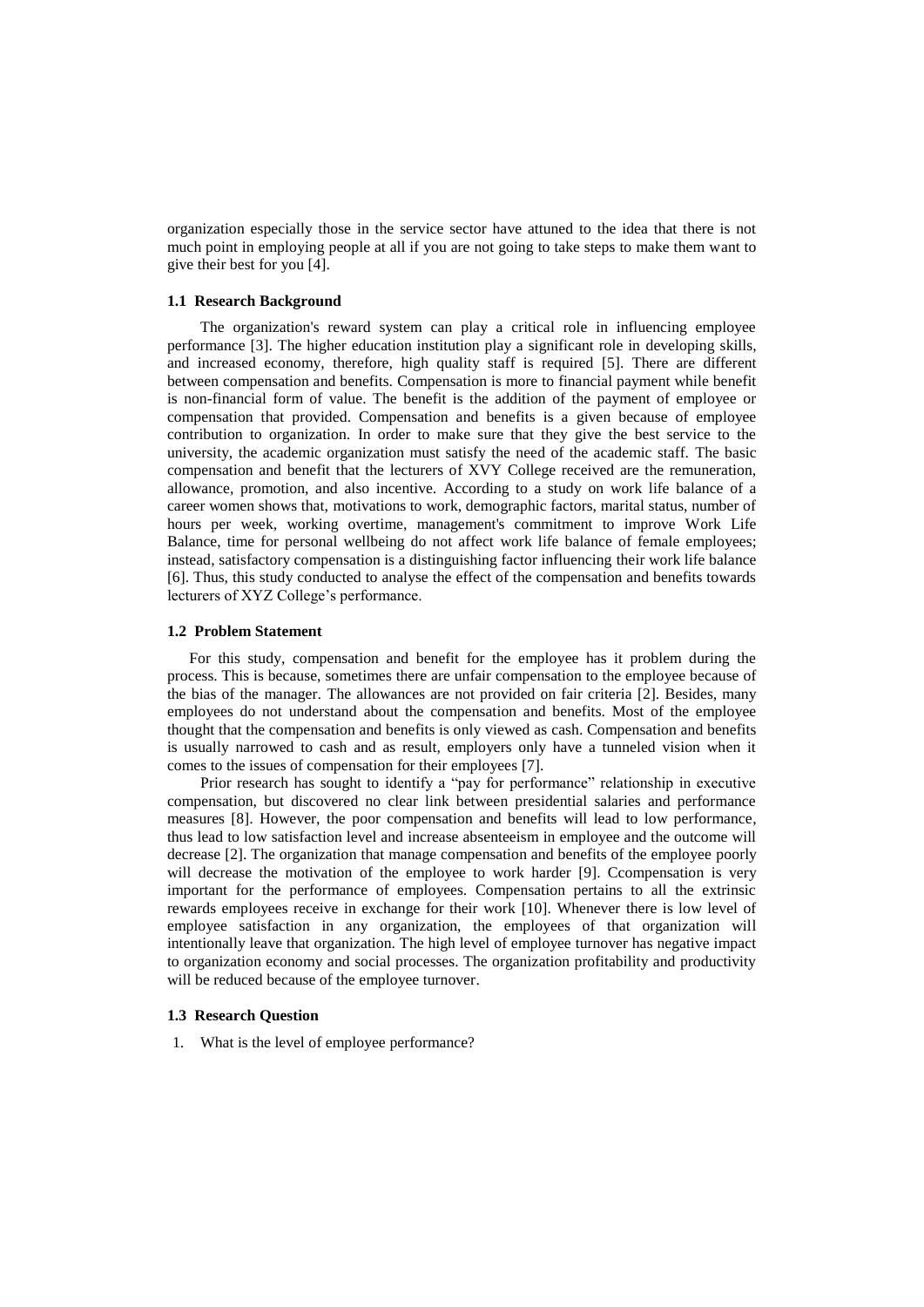organization especially those in the service sector have attuned to the idea that there is not much point in employing people at all if you are not going to take steps to make them want to give their best for you [4].

### 1.1 Research Background

The organization's reward system can play a critical role in influencing employee performance [3]. The higher education institution play a significant role in developing skills, and increased economy, therefore, high quality staff is required [5]. There are different between compensation and benefits. Compensation is more to financial payment while benefit is non-financial form of value. The benefit is the addition of the payment of employee or compensation that provided. Compensation and benefits is a given because of employee contribution to organization. In order to make sure that they give the best service to the university, the academic organization must satisfy the need of the academic staff. The basic compensation and benefit that the lecturers of XVY College received are the remuneration, allowance, promotion, and also incentive. According to a study on work life balance of a career women shows that, motivations to work, demographic factors, marital status, number of hours per week, working overtime, management's commitment to improve Work Life Balance, time for personal wellbeing do not affect work life balance of female employees; instead, satisfactory compensation is a distinguishing factor influencing their work life balance [6]. Thus, this study conducted to analyse the effect of the compensation and benefits towards lecturers of XYZ College's performance.

### 1.2 Problem Statement

For this study, compensation and benefit for the employee has it problem during the process. This is because, sometimes there are unfair compensation to the employee because of the bias of the manager. The allowances are not provided on fair criteria [2]. Besides, many employees do not understand about the compensation and benefits. Most of the employee thought that the compensation and benefits is only viewed as cash. Compensation and benefits is usually narrowed to cash and as result, employers only have a tunneled vision when it comes to the issues of compensation for their employees [7].

Prior research has sought to identify a "pay for performance" relationship in executive compensation, but discovered no clear link between presidential salaries and performance measures [8]. However, the poor compensation and benefits will lead to low performance, thus lead to low satisfaction level and increase absenteeism in employee and the outcome will decrease [2]. The organization that manage compensation and benefits of the employee poorly will decrease the motivation of the employee to work harder [9]. Ccompensation is very important for the performance of employees. Compensation pertains to all the extrinsic rewards employees receive in exchange for their work [10]. Whenever there is low level of employee satisfaction in any organization, the employees of that organization will intentionally leave that organization. The high level of employee turnover has negative impact to organization economy and social processes. The organization profitability and productivity will be reduced because of the employee turnover.

### 1.3 Research Question

1. What is the level of employee performance?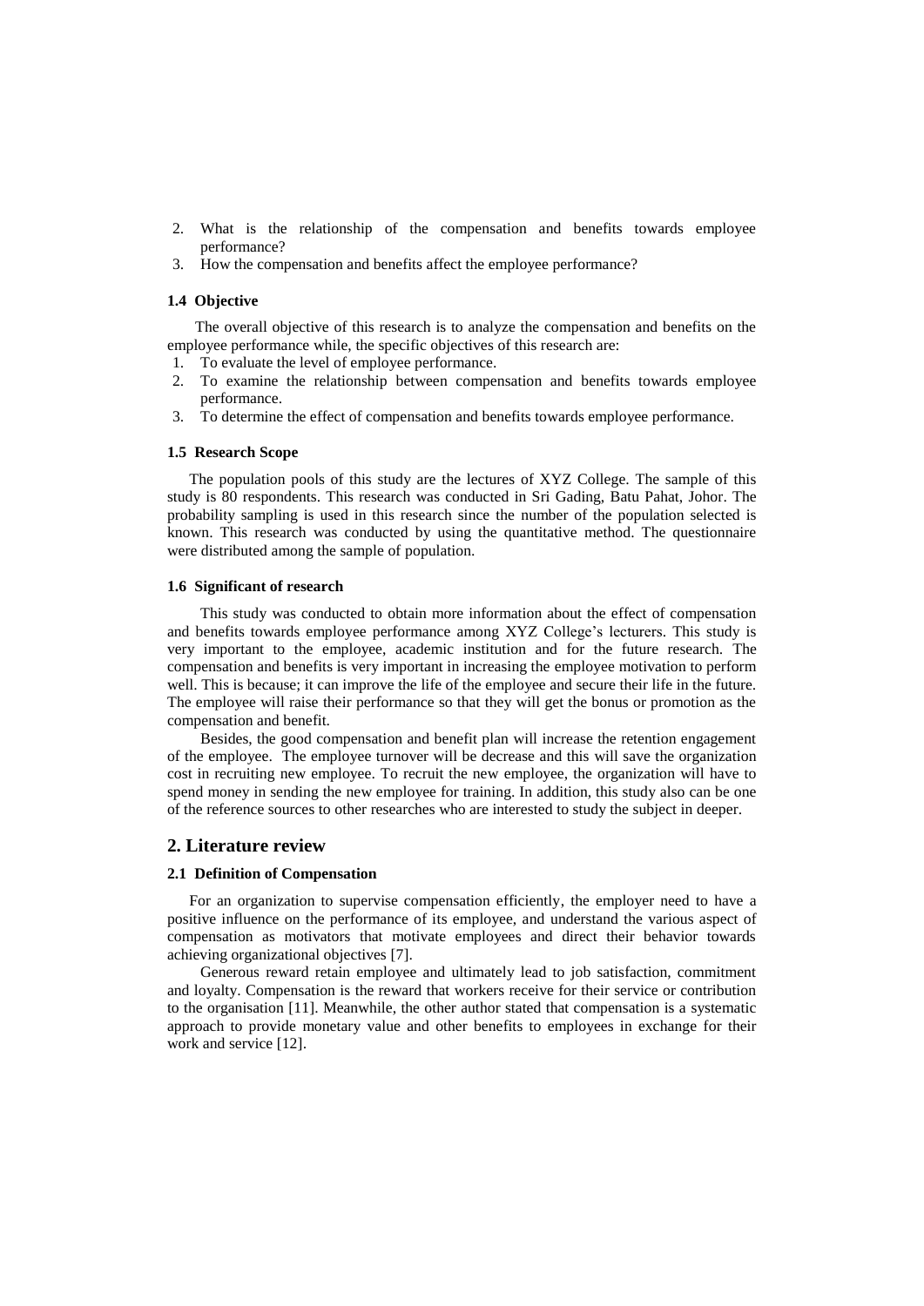2. What is the relationship of the compensation and benefits towards employee performance?
3. How the compensation and benefits affect the employee performance?

### 1.4 Objective

The overall objective of this research is to analyze the compensation and benefits on the employee performance while, the specific objectives of this research are:

1. To evaluate the level of employee performance.
2. To examine the relationship between compensation and benefits towards employee performance.
3. To determine the effect of compensation and benefits towards employee performance.

### 1.5 Research Scope

The population pools of this study are the lectures of XYZ College. The sample of this study is 80 respondents. This research was conducted in Sri Gading, Batu Pahat, Johor. The probability sampling is used in this research since the number of the population selected is known. This research was conducted by using the quantitative method. The questionnaire were distributed among the sample of population.

### 1.6 Significant of research

This study was conducted to obtain more information about the effect of compensation and benefits towards employee performance among XYZ College's lecturers. This study is very important to the employee, academic institution and for the future research. The compensation and benefits is very important in increasing the employee motivation to perform well. This is because; it can improve the life of the employee and secure their life in the future. The employee will raise their performance so that they will get the bonus or promotion as the compensation and benefit.

Besides, the good compensation and benefit plan will increase the retention engagement of the employee. The employee turnover will be decrease and this will save the organization cost in recruiting new employee. To recruit the new employee, the organization will have to spend money in sending the new employee for training. In addition, this study also can be one of the reference sources to other researches who are interested to study the subject in deeper.

## 2. Literature review

### 2.1 Definition of Compensation

For an organization to supervise compensation efficiently, the employer need to have a positive influence on the performance of its employee, and understand the various aspect of compensation as motivators that motivate employees and direct their behavior towards achieving organizational objectives [7].

Generous reward retain employee and ultimately lead to job satisfaction, commitment and loyalty. Compensation is the reward that workers receive for their service or contribution to the organisation [11]. Meanwhile, the other author stated that compensation is a systematic approach to provide monetary value and other benefits to employees in exchange for their work and service [12].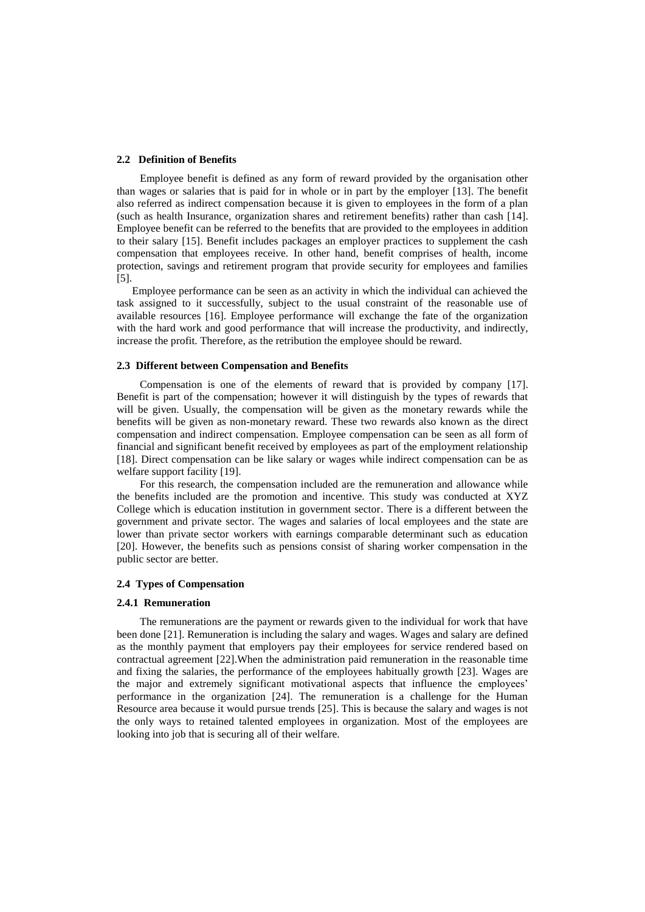### 2.2 Definition of Benefits

Employee benefit is defined as any form of reward provided by the organisation other than wages or salaries that is paid for in whole or in part by the employer [13]. The benefit also referred as indirect compensation because it is given to employees in the form of a plan (such as health Insurance, organization shares and retirement benefits) rather than cash [14]. Employee benefit can be referred to the benefits that are provided to the employees in addition to their salary [15]. Benefit includes packages an employer practices to supplement the cash compensation that employees receive. In other hand, benefit comprises of health, income protection, savings and retirement program that provide security for employees and families [5].

Employee performance can be seen as an activity in which the individual can achieved the task assigned to it successfully, subject to the usual constraint of the reasonable use of available resources [16]. Employee performance will exchange the fate of the organization with the hard work and good performance that will increase the productivity, and indirectly, increase the profit. Therefore, as the retribution the employee should be reward.

### 2.3 Different between Compensation and Benefits

Compensation is one of the elements of reward that is provided by company [17]. Benefit is part of the compensation; however it will distinguish by the types of rewards that will be given. Usually, the compensation will be given as the monetary rewards while the benefits will be given as non-monetary reward. These two rewards also known as the direct compensation and indirect compensation. Employee compensation can be seen as all form of financial and significant benefit received by employees as part of the employment relationship [18]. Direct compensation can be like salary or wages while indirect compensation can be as welfare support facility [19].

For this research, the compensation included are the remuneration and allowance while the benefits included are the promotion and incentive. This study was conducted at XYZ College which is education institution in government sector. There is a different between the government and private sector. The wages and salaries of local employees and the state are lower than private sector workers with earnings comparable determinant such as education [20]. However, the benefits such as pensions consist of sharing worker compensation in the public sector are better.

### 2.4 Types of Compensation

#### 2.4.1 Remuneration

The remunerations are the payment or rewards given to the individual for work that have been done [21]. Remuneration is including the salary and wages. Wages and salary are defined as the monthly payment that employers pay their employees for service rendered based on contractual agreement [22].When the administration paid remuneration in the reasonable time and fixing the salaries, the performance of the employees habitually growth [23]. Wages are the major and extremely significant motivational aspects that influence the employees' performance in the organization [24]. The remuneration is a challenge for the Human Resource area because it would pursue trends [25]. This is because the salary and wages is not the only ways to retained talented employees in organization. Most of the employees are looking into job that is securing all of their welfare.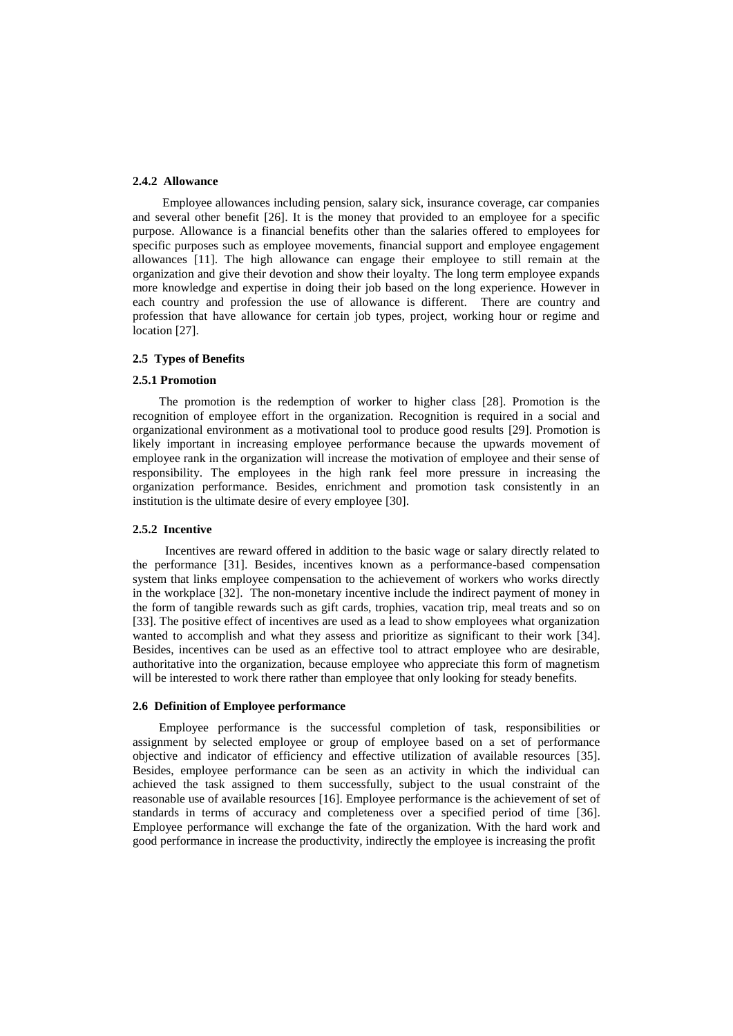#### 2.4.2 Allowance

Employee allowances including pension, salary sick, insurance coverage, car companies and several other benefit [26]. It is the money that provided to an employee for a specific purpose. Allowance is a financial benefits other than the salaries offered to employees for specific purposes such as employee movements, financial support and employee engagement allowances [11]. The high allowance can engage their employee to still remain at the organization and give their devotion and show their loyalty. The long term employee expands more knowledge and expertise in doing their job based on the long experience. However in each country and profession the use of allowance is different. There are country and profession that have allowance for certain job types, project, working hour or regime and location [27].

### 2.5 Types of Benefits

#### 2.5.1 Promotion

The promotion is the redemption of worker to higher class [28]. Promotion is the recognition of employee effort in the organization. Recognition is required in a social and organizational environment as a motivational tool to produce good results [29]. Promotion is likely important in increasing employee performance because the upwards movement of employee rank in the organization will increase the motivation of employee and their sense of responsibility. The employees in the high rank feel more pressure in increasing the organization performance. Besides, enrichment and promotion task consistently in an institution is the ultimate desire of every employee [30].

#### 2.5.2 Incentive

Incentives are reward offered in addition to the basic wage or salary directly related to the performance [31]. Besides, incentives known as a performance-based compensation system that links employee compensation to the achievement of workers who works directly in the workplace [32]. The non-monetary incentive include the indirect payment of money in the form of tangible rewards such as gift cards, trophies, vacation trip, meal treats and so on [33]. The positive effect of incentives are used as a lead to show employees what organization wanted to accomplish and what they assess and prioritize as significant to their work [34]. Besides, incentives can be used as an effective tool to attract employee who are desirable, authoritative into the organization, because employee who appreciate this form of magnetism will be interested to work there rather than employee that only looking for steady benefits.

### 2.6 Definition of Employee performance

Employee performance is the successful completion of task, responsibilities or assignment by selected employee or group of employee based on a set of performance objective and indicator of efficiency and effective utilization of available resources [35]. Besides, employee performance can be seen as an activity in which the individual can achieved the task assigned to them successfully, subject to the usual constraint of the reasonable use of available resources [16]. Employee performance is the achievement of set of standards in terms of accuracy and completeness over a specified period of time [36]. Employee performance will exchange the fate of the organization. With the hard work and good performance in increase the productivity, indirectly the employee is increasing the profit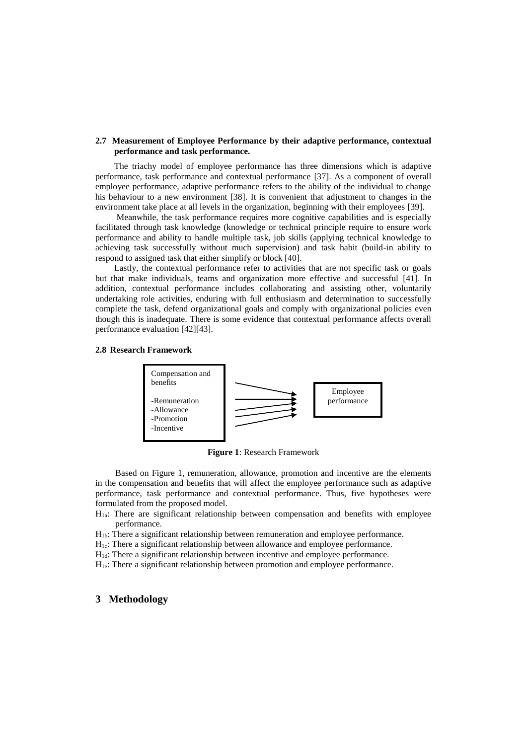### 2.7 Measurement of Employee Performance by their adaptive performance, contextual performance and task performance.

The triachy model of employee performance has three dimensions which is adaptive performance, task performance and contextual performance [37]. As a component of overall employee performance, adaptive performance refers to the ability of the individual to change his behaviour to a new environment [38]. It is convenient that adjustment to changes in the environment take place at all levels in the organization, beginning with their employees [39].

Meanwhile, the task performance requires more cognitive capabilities and is especially facilitated through task knowledge (knowledge or technical principle require to ensure work performance and ability to handle multiple task, job skills (applying technical knowledge to achieving task successfully without much supervision) and task habit (build-in ability to respond to assigned task that either simplify or block [40].

Lastly, the contextual performance refer to activities that are not specific task or goals but that make individuals, teams and organization more effective and successful [41]. In addition, contextual performance includes collaborating and assisting other, voluntarily undertaking role activities, enduring with full enthusiasm and determination to successfully complete the task, defend organizational goals and comply with organizational policies even though this is inadequate. There is some evidence that contextual performance affects overall performance evaluation [42][43].

### 2.8 Research Framework

Compensation and benefits

-Remuneration
-Allowance
-Promotion
-Incentive

Employee performance

**Figure 1**: Research Framework

Based on Figure 1, remuneration, allowance, promotion and incentive are the elements in the compensation and benefits that will affect the employee performance such as adaptive performance, task performance and contextual performance. Thus, five hypotheses were formulated from the proposed model.

$H_{1a}$: There are significant relationship between compensation and benefits with employee performance.

$H_{1b}$: There a significant relationship between remuneration and employee performance.

$H_{1c}$: There a significant relationship between allowance and employee performance.

$H_{1d}$: There a significant relationship between incentive and employee performance.

$H_{1e}$: There a significant relationship between promotion and employee performance.

## 3 Methodology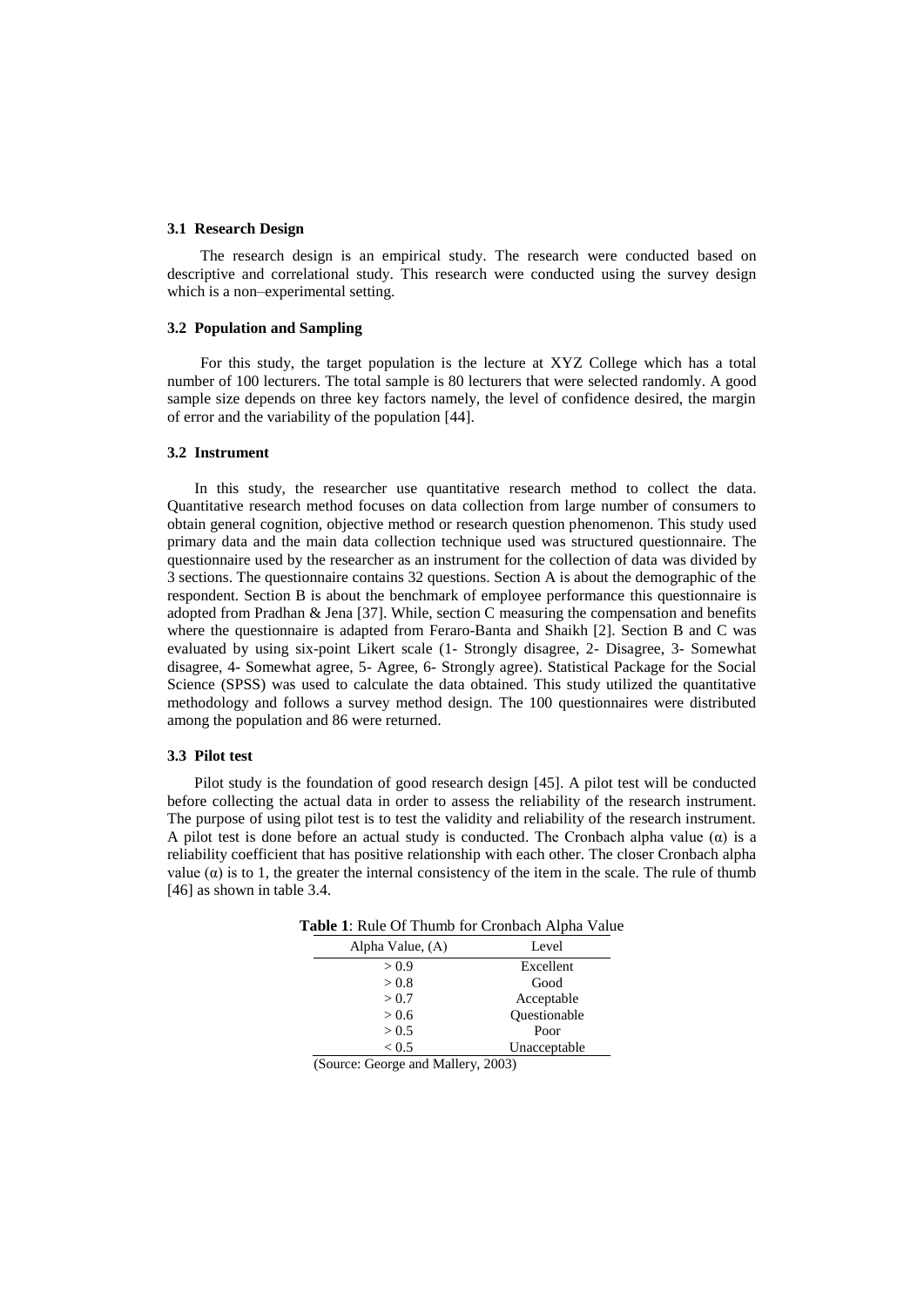### 3.1 Research Design

The research design is an empirical study. The research were conducted based on descriptive and correlational study. This research were conducted using the survey design which is a non–experimental setting.

### 3.2 Population and Sampling

For this study, the target population is the lecture at XYZ College which has a total number of 100 lecturers. The total sample is 80 lecturers that were selected randomly. A good sample size depends on three key factors namely, the level of confidence desired, the margin of error and the variability of the population [44].

### 3.2 Instrument

In this study, the researcher use quantitative research method to collect the data. Quantitative research method focuses on data collection from large number of consumers to obtain general cognition, objective method or research question phenomenon. This study used primary data and the main data collection technique used was structured questionnaire. The questionnaire used by the researcher as an instrument for the collection of data was divided by 3 sections. The questionnaire contains 32 questions. Section A is about the demographic of the respondent. Section B is about the benchmark of employee performance this questionnaire is adopted from Pradhan & Jena [37]. While, section C measuring the compensation and benefits where the questionnaire is adapted from Feraro-Banta and Shaikh [2]. Section B and C was evaluated by using six-point Likert scale (1- Strongly disagree, 2- Disagree, 3- Somewhat disagree, 4- Somewhat agree, 5- Agree, 6- Strongly agree). Statistical Package for the Social Science (SPSS) was used to calculate the data obtained. This study utilized the quantitative methodology and follows a survey method design. The 100 questionnaires were distributed among the population and 86 were returned.

### 3.3 Pilot test

Pilot study is the foundation of good research design [45]. A pilot test will be conducted before collecting the actual data in order to assess the reliability of the research instrument. The purpose of using pilot test is to test the validity and reliability of the research instrument. A pilot test is done before an actual study is conducted. The Cronbach alpha value ($\alpha$) is a reliability coefficient that has positive relationship with each other. The closer Cronbach alpha value ($\alpha$) is to 1, the greater the internal consistency of the item in the scale. The rule of thumb [46] as shown in table 3.4.

**Table 1**: Rule Of Thumb for Cronbach Alpha Value

| Alpha Value, (A) | Level |
|---|---|
| > 0.9 | Excellent |
| > 0.8 | Good |
| > 0.7 | Acceptable |
| > 0.6 | Questionable |
| > 0.5 | Poor |
| < 0.5 | Unacceptable |

(Source: George and Mallery, 2003)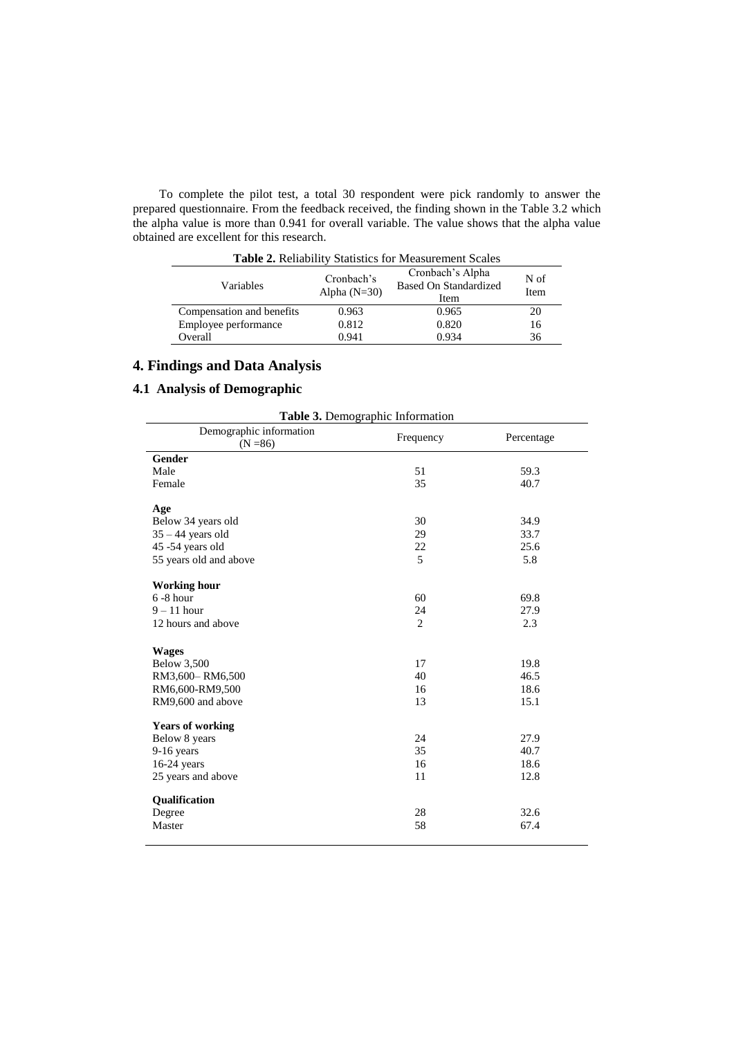To complete the pilot test, a total 30 respondent were pick randomly to answer the prepared questionnaire. From the feedback received, the finding shown in the Table 3.2 which the alpha value is more than 0.941 for overall variable. The value shows that the alpha value obtained are excellent for this research.

**Table 2.** Reliability Statistics for Measurement Scales

| Variables | Cronbach's Alpha (N=30) | Cronbach's Alpha Based On Standardized Item | N of Item |
|---|---|---|---|
| Compensation and benefits | 0.963 | 0.965 | 20 |
| Employee performance | 0.812 | 0.820 | 16 |
| Overall | 0.941 | 0.934 | 36 |

## 4. Findings and Data Analysis

### 4.1 Analysis of Demographic

**Table 3.** Demographic Information

| Demographic information (N =86) | Frequency | Percentage |
|---|---|---|
| **Gender** | | |
| Male | 51 | 59.3 |
| Female | 35 | 40.7 |
| **Age** | | |
| Below 34 years old | 30 | 34.9 |
| 35 – 44 years old | 29 | 33.7 |
| 45 -54 years old | 22 | 25.6 |
| 55 years old and above | 5 | 5.8 |
| **Working hour** | | |
| 6 -8 hour | 60 | 69.8 |
| 9 – 11 hour | 24 | 27.9 |
| 12 hours and above | 2 | 2.3 |
| **Wages** | | |
| Below 3,500 | 17 | 19.8 |
| RM3,600– RM6,500 | 40 | 46.5 |
| RM6,600-RM9,500 | 16 | 18.6 |
| RM9,600 and above | 13 | 15.1 |
| **Years of working** | | |
| Below 8 years | 24 | 27.9 |
| 9-16 years | 35 | 40.7 |
| 16-24 years | 16 | 18.6 |
| 25 years and above | 11 | 12.8 |
| **Qualification** | | |
| Degree | 28 | 32.6 |
| Master | 58 | 67.4 |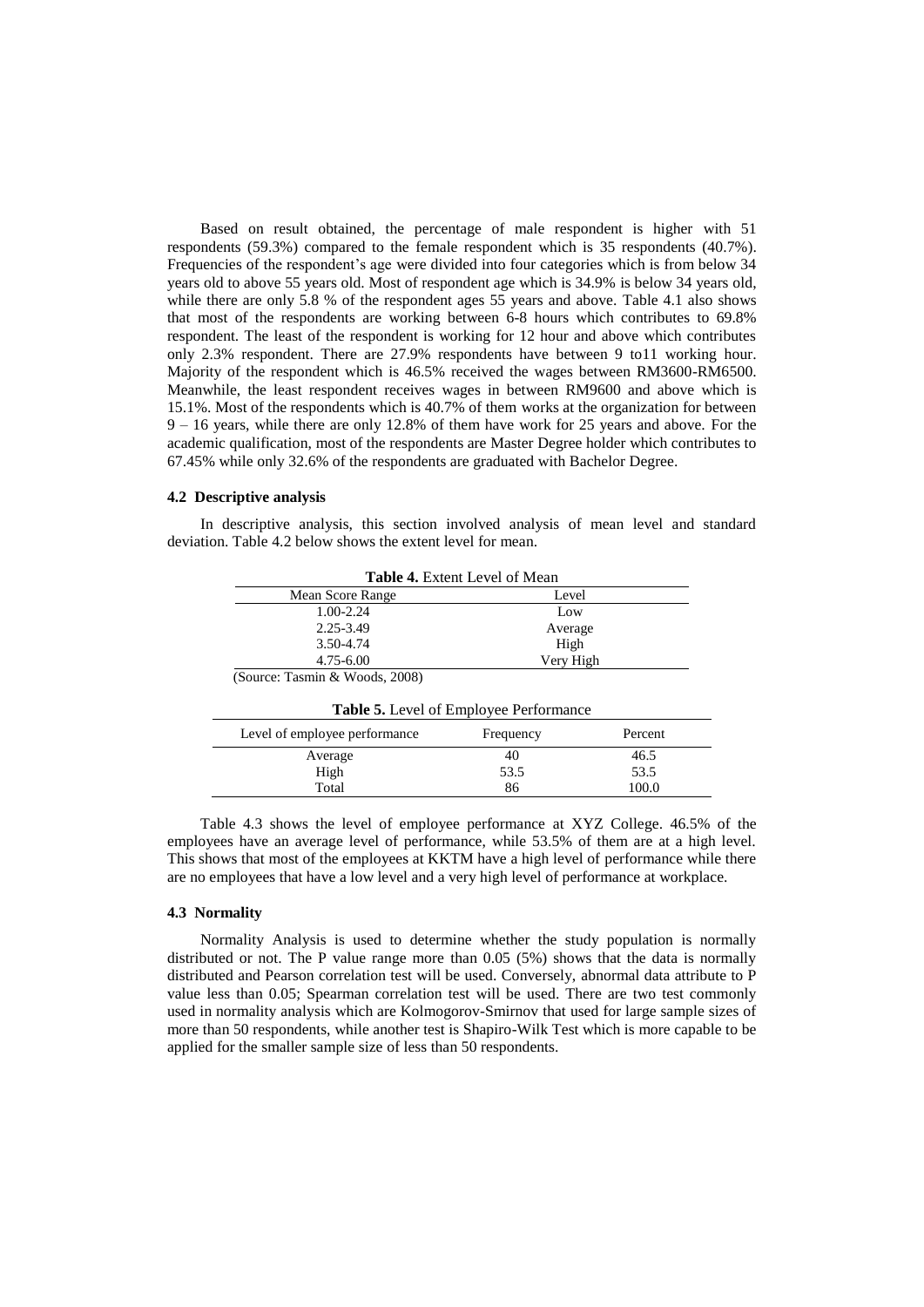Based on result obtained, the percentage of male respondent is higher with 51 respondents (59.3%) compared to the female respondent which is 35 respondents (40.7%). Frequencies of the respondent's age were divided into four categories which is from below 34 years old to above 55 years old. Most of respondent age which is 34.9% is below 34 years old, while there are only 5.8 % of the respondent ages 55 years and above. Table 4.1 also shows that most of the respondents are working between 6-8 hours which contributes to 69.8% respondent. The least of the respondent is working for 12 hour and above which contributes only 2.3% respondent. There are 27.9% respondents have between 9 to11 working hour. Majority of the respondent which is 46.5% received the wages between RM3600-RM6500. Meanwhile, the least respondent receives wages in between RM9600 and above which is 15.1%. Most of the respondents which is 40.7% of them works at the organization for between 9 – 16 years, while there are only 12.8% of them have work for 25 years and above. For the academic qualification, most of the respondents are Master Degree holder which contributes to 67.45% while only 32.6% of the respondents are graduated with Bachelor Degree.

### 4.2 Descriptive analysis

In descriptive analysis, this section involved analysis of mean level and standard deviation. Table 4.2 below shows the extent level for mean.

**Table 4.** Extent Level of Mean

| Mean Score Range | Level |
|---|---|
| 1.00-2.24 | Low |
| 2.25-3.49 | Average |
| 3.50-4.74 | High |
| 4.75-6.00 | Very High |

(Source: Tasmin & Woods, 2008)

**Table 5.** Level of Employee Performance

| Level of employee performance | Frequency | Percent |
|---|---|---|
| Average | 40 | 46.5 |
| High | 53.5 | 53.5 |
| Total | 86 | 100.0 |

Table 4.3 shows the level of employee performance at XYZ College. 46.5% of the employees have an average level of performance, while 53.5% of them are at a high level. This shows that most of the employees at KKTM have a high level of performance while there are no employees that have a low level and a very high level of performance at workplace.

### 4.3 Normality

Normality Analysis is used to determine whether the study population is normally distributed or not. The P value range more than 0.05 (5%) shows that the data is normally distributed and Pearson correlation test will be used. Conversely, abnormal data attribute to P value less than 0.05; Spearman correlation test will be used. There are two test commonly used in normality analysis which are Kolmogorov-Smirnov that used for large sample sizes of more than 50 respondents, while another test is Shapiro-Wilk Test which is more capable to be applied for the smaller sample size of less than 50 respondents.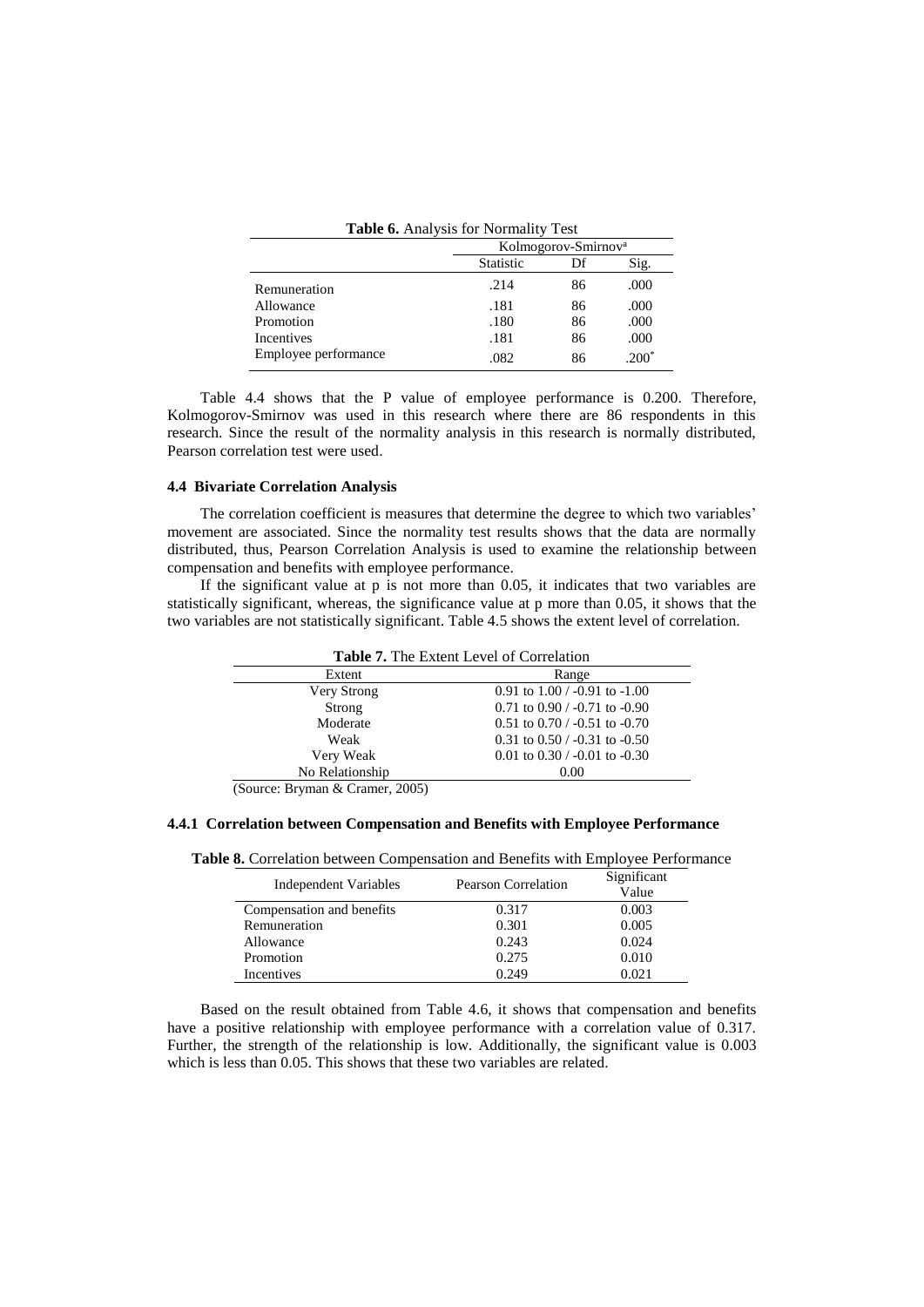**Table 6.** Analysis for Normality Test

| | Kolmogorov-Smirnov[a] | | |
|---|---|---|---|
| | Statistic | Df | Sig. |
| Remuneration | .214 | 86 | .000 |
| Allowance | .181 | 86 | .000 |
| Promotion | .180 | 86 | .000 |
| Incentives | .181 | 86 | .000 |
| Employee performance | .082 | 86 | .200* |

Table 4.4 shows that the P value of employee performance is 0.200. Therefore, Kolmogorov-Smirnov was used in this research where there are 86 respondents in this research. Since the result of the normality analysis in this research is normally distributed, Pearson correlation test were used.

### 4.4 Bivariate Correlation Analysis

The correlation coefficient is measures that determine the degree to which two variables' movement are associated. Since the normality test results shows that the data are normally distributed, thus, Pearson Correlation Analysis is used to examine the relationship between compensation and benefits with employee performance.

If the significant value at p is not more than 0.05, it indicates that two variables are statistically significant, whereas, the significance value at p more than 0.05, it shows that the two variables are not statistically significant. Table 4.5 shows the extent level of correlation.

**Table 7.** The Extent Level of Correlation

| Extent | Range |
|---|---|
| Very Strong | 0.91 to 1.00 / -0.91 to -1.00 |
| Strong | 0.71 to 0.90 / -0.71 to -0.90 |
| Moderate | 0.51 to 0.70 / -0.51 to -0.70 |
| Weak | 0.31 to 0.50 / -0.31 to -0.50 |
| Very Weak | 0.01 to 0.30 / -0.01 to -0.30 |
| No Relationship | 0.00 |

(Source: Bryman & Cramer, 2005)

#### 4.4.1 Correlation between Compensation and Benefits with Employee Performance

**Table 8.** Correlation between Compensation and Benefits with Employee Performance

| Independent Variables | Pearson Correlation | Significant Value |
|---|---|---|
| Compensation and benefits | 0.317 | 0.003 |
| Remuneration | 0.301 | 0.005 |
| Allowance | 0.243 | 0.024 |
| Promotion | 0.275 | 0.010 |
| Incentives | 0.249 | 0.021 |

Based on the result obtained from Table 4.6, it shows that compensation and benefits have a positive relationship with employee performance with a correlation value of 0.317. Further, the strength of the relationship is low. Additionally, the significant value is 0.003 which is less than 0.05. This shows that these two variables are related.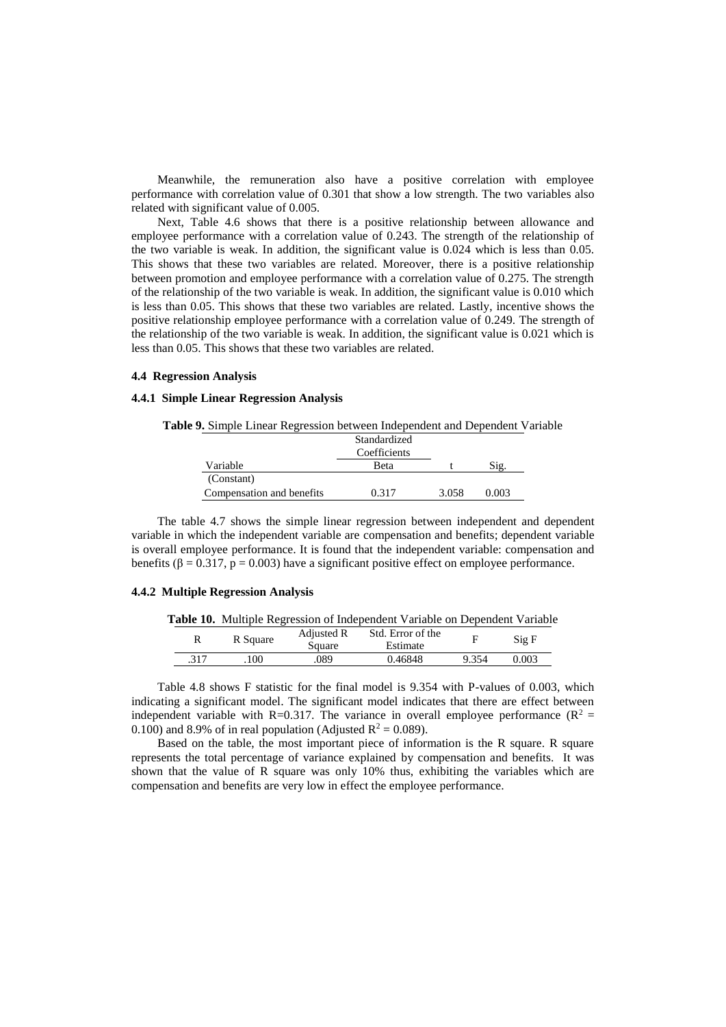Meanwhile, the remuneration also have a positive correlation with employee performance with correlation value of 0.301 that show a low strength. The two variables also related with significant value of 0.005.

Next, Table 4.6 shows that there is a positive relationship between allowance and employee performance with a correlation value of 0.243. The strength of the relationship of the two variable is weak. In addition, the significant value is 0.024 which is less than 0.05. This shows that these two variables are related. Moreover, there is a positive relationship between promotion and employee performance with a correlation value of 0.275. The strength of the relationship of the two variable is weak. In addition, the significant value is 0.010 which is less than 0.05. This shows that these two variables are related. Lastly, incentive shows the positive relationship employee performance with a correlation value of 0.249. The strength of the relationship of the two variable is weak. In addition, the significant value is 0.021 which is less than 0.05. This shows that these two variables are related.

### 4.4 Regression Analysis

#### 4.4.1 Simple Linear Regression Analysis

**Table 9.** Simple Linear Regression between Independent and Dependent Variable

| Variable | Standardized Coefficients Beta | t | Sig. |
|---|---|---|---|
| (Constant) | | | |
| Compensation and benefits | 0.317 | 3.058 | 0.003 |

The table 4.7 shows the simple linear regression between independent and dependent variable in which the independent variable are compensation and benefits; dependent variable is overall employee performance. It is found that the independent variable: compensation and benefits ($\beta = 0.317$, $p = 0.003$) have a significant positive effect on employee performance.

#### 4.4.2 Multiple Regression Analysis

**Table 10.** Multiple Regression of Independent Variable on Dependent Variable

| R | R Square | Adjusted R Square | Std. Error of the Estimate | F | Sig F |
|---|---|---|---|---|---|
| .317 | .100 | .089 | 0.46848 | 9.354 | 0.003 |

Table 4.8 shows F statistic for the final model is 9.354 with P-values of 0.003, which indicating a significant model. The significant model indicates that there are effect between independent variable with R=0.317. The variance in overall employee performance ($R^2 = 0.100$) and 8.9% of in real population (Adjusted $R^2 = 0.089$).

Based on the table, the most important piece of information is the R square. R square represents the total percentage of variance explained by compensation and benefits. It was shown that the value of R square was only 10% thus, exhibiting the variables which are compensation and benefits are very low in effect the employee performance.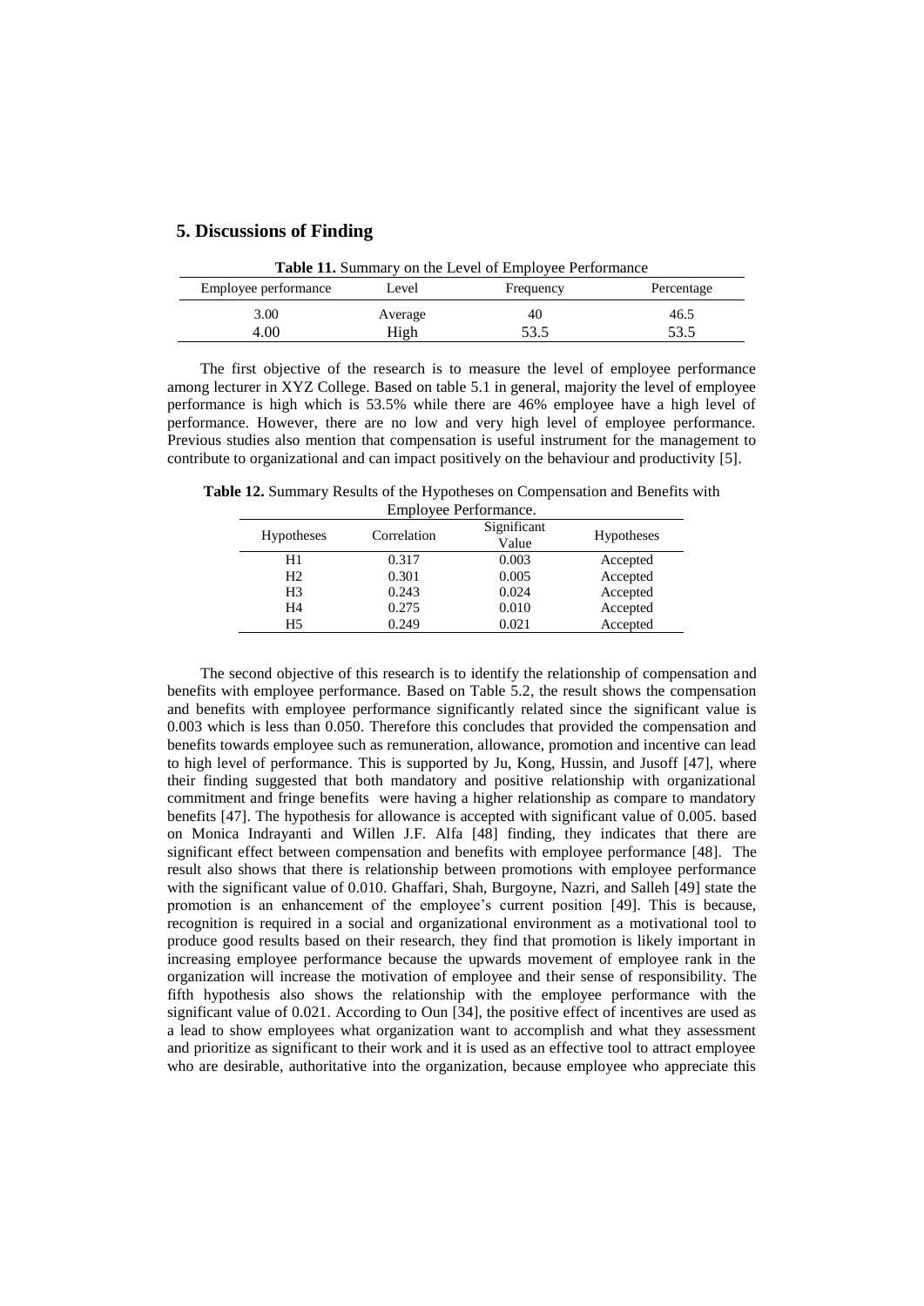## 5. Discussions of Finding

**Table 11.** Summary on the Level of Employee Performance

| Employee performance | Level | Frequency | Percentage |
|---|---|---|---|
| 3.00 | Average | 40 | 46.5 |
| 4.00 | High | 53.5 | 53.5 |

The first objective of the research is to measure the level of employee performance among lecturer in XYZ College. Based on table 5.1 in general, majority the level of employee performance is high which is 53.5% while there are 46% employee have a high level of performance. However, there are no low and very high level of employee performance. Previous studies also mention that compensation is useful instrument for the management to contribute to organizational and can impact positively on the behaviour and productivity [5].

**Table 12.** Summary Results of the Hypotheses on Compensation and Benefits with Employee Performance.

| Hypotheses | Correlation | Significant Value | Hypotheses |
|---|---|---|---|
| H1 | 0.317 | 0.003 | Accepted |
| H2 | 0.301 | 0.005 | Accepted |
| H3 | 0.243 | 0.024 | Accepted |
| H4 | 0.275 | 0.010 | Accepted |
| H5 | 0.249 | 0.021 | Accepted |

The second objective of this research is to identify the relationship of compensation and benefits with employee performance. Based on Table 5.2, the result shows the compensation and benefits with employee performance significantly related since the significant value is 0.003 which is less than 0.050. Therefore this concludes that provided the compensation and benefits towards employee such as remuneration, allowance, promotion and incentive can lead to high level of performance. This is supported by Ju, Kong, Hussin, and Jusoff [47], where their finding suggested that both mandatory and positive relationship with organizational commitment and fringe benefits were having a higher relationship as compare to mandatory benefits [47]. The hypothesis for allowance is accepted with significant value of 0.005. based on Monica Indrayanti and Willen J.F. Alfa [48] finding, they indicates that there are significant effect between compensation and benefits with employee performance [48]. The result also shows that there is relationship between promotions with employee performance with the significant value of 0.010. Ghaffari, Shah, Burgoyne, Nazri, and Salleh [49] state the promotion is an enhancement of the employee's current position [49]. This is because, recognition is required in a social and organizational environment as a motivational tool to produce good results based on their research, they find that promotion is likely important in increasing employee performance because the upwards movement of employee rank in the organization will increase the motivation of employee and their sense of responsibility. The fifth hypothesis also shows the relationship with the employee performance with the significant value of 0.021. According to Oun [34], the positive effect of incentives are used as a lead to show employees what organization want to accomplish and what they assessment and prioritize as significant to their work and it is used as an effective tool to attract employee who are desirable, authoritative into the organization, because employee who appreciate this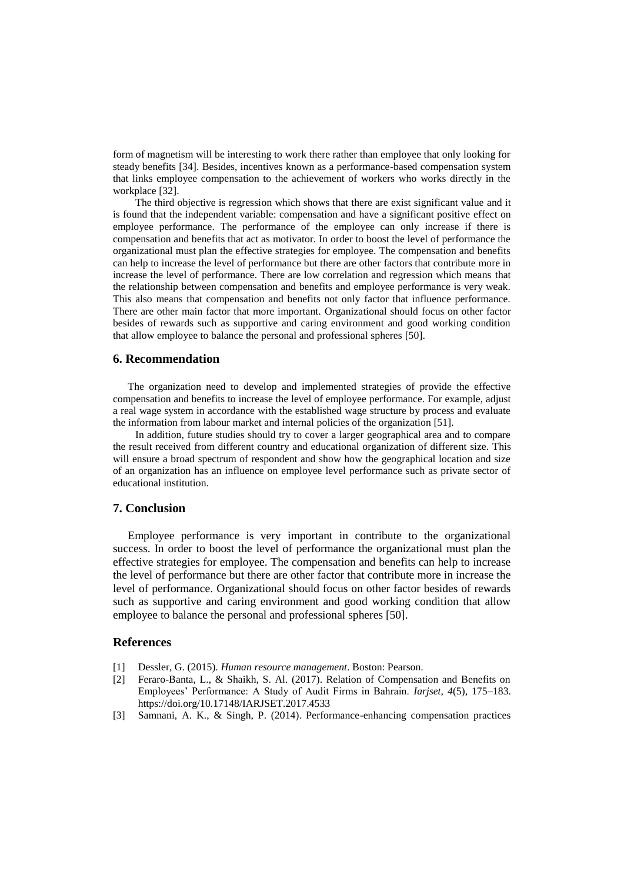form of magnetism will be interesting to work there rather than employee that only looking for steady benefits [34]. Besides, incentives known as a performance-based compensation system that links employee compensation to the achievement of workers who works directly in the workplace [32].

The third objective is regression which shows that there are exist significant value and it is found that the independent variable: compensation and have a significant positive effect on employee performance. The performance of the employee can only increase if there is compensation and benefits that act as motivator. In order to boost the level of performance the organizational must plan the effective strategies for employee. The compensation and benefits can help to increase the level of performance but there are other factors that contribute more in increase the level of performance. There are low correlation and regression which means that the relationship between compensation and benefits and employee performance is very weak. This also means that compensation and benefits not only factor that influence performance. There are other main factor that more important. Organizational should focus on other factor besides of rewards such as supportive and caring environment and good working condition that allow employee to balance the personal and professional spheres [50].

## 6. Recommendation

The organization need to develop and implemented strategies of provide the effective compensation and benefits to increase the level of employee performance. For example, adjust a real wage system in accordance with the established wage structure by process and evaluate the information from labour market and internal policies of the organization [51].

In addition, future studies should try to cover a larger geographical area and to compare the result received from different country and educational organization of different size. This will ensure a broad spectrum of respondent and show how the geographical location and size of an organization has an influence on employee level performance such as private sector of educational institution.

## 7. Conclusion

Employee performance is very important in contribute to the organizational success. In order to boost the level of performance the organizational must plan the effective strategies for employee. The compensation and benefits can help to increase the level of performance but there are other factor that contribute more in increase the level of performance. Organizational should focus on other factor besides of rewards such as supportive and caring environment and good working condition that allow employee to balance the personal and professional spheres [50].

## References

[1] Dessler, G. (2015). *Human resource management*. Boston: Pearson.

[2] Feraro-Banta, L., & Shaikh, S. Al. (2017). Relation of Compensation and Benefits on Employees' Performance: A Study of Audit Firms in Bahrain. *Iarjset*, *4*(5), 175–183. https://doi.org/10.17148/IARJSET.2017.4533

[3] Samnani, A. K., & Singh, P. (2014). Performance-enhancing compensation practices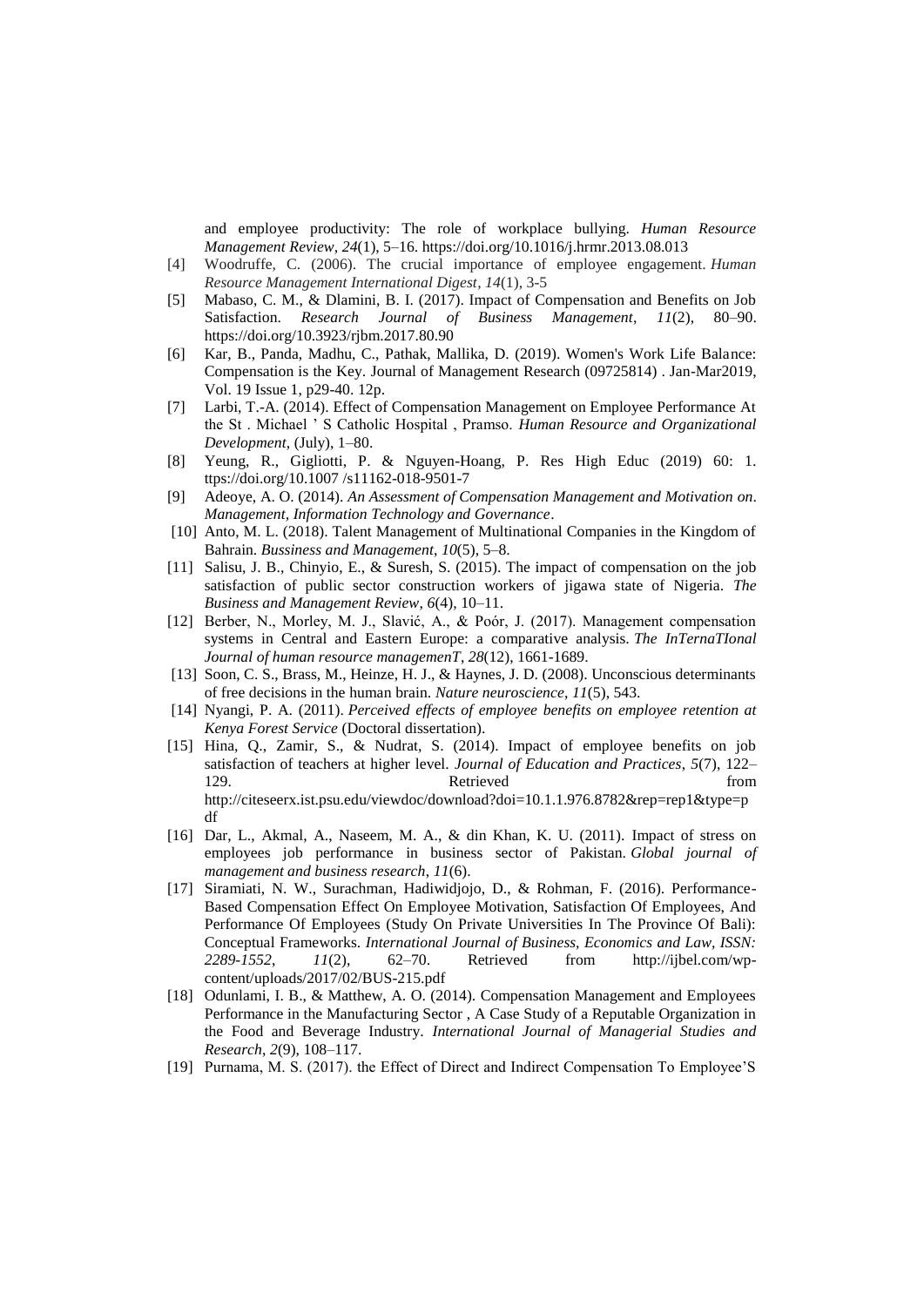and employee productivity: The role of workplace bullying. *Human Resource Management Review*, *24*(1), 5–16. https://doi.org/10.1016/j.hrmr.2013.08.013

[4] Woodruffe, C. (2006). The crucial importance of employee engagement. *Human Resource Management International Digest*, *14*(1), 3-5

[5] Mabaso, C. M., & Dlamini, B. I. (2017). Impact of Compensation and Benefits on Job Satisfaction. *Research Journal of Business Management*, *11*(2), 80–90. https://doi.org/10.3923/rjbm.2017.80.90

[6] Kar, B., Panda, Madhu, C., Pathak, Mallika, D. (2019). Women's Work Life Balance: Compensation is the Key. Journal of Management Research (09725814) . Jan-Mar2019, Vol. 19 Issue 1, p29-40. 12p.

[7] Larbi, T.-A. (2014). Effect of Compensation Management on Employee Performance At the St . Michael ' S Catholic Hospital , Pramso. *Human Resource and Organizational Development*, (July), 1–80.

[8] Yeung, R., Gigliotti, P. & Nguyen-Hoang, P. Res High Educ (2019) 60: 1. ttps://doi.org/10.1007 /s11162-018-9501-7

[9] Adeoye, A. O. (2014). *An Assessment of Compensation Management and Motivation on. Management, Information Technology and Governance*.

[10] Anto, M. L. (2018). Talent Management of Multinational Companies in the Kingdom of Bahrain. *Bussiness and Management*, *10*(5), 5–8.

[11] Salisu, J. B., Chinyio, E., & Suresh, S. (2015). The impact of compensation on the job satisfaction of public sector construction workers of jigawa state of Nigeria. *The Business and Management Review*, *6*(4), 10–11.

[12] Berber, N., Morley, M. J., Slavić, A., & Poór, J. (2017). Management compensation systems in Central and Eastern Europe: a comparative analysis. *The InTernaTIonal Journal of human resource managemenT*, *28*(12), 1661-1689.

[13] Soon, C. S., Brass, M., Heinze, H. J., & Haynes, J. D. (2008). Unconscious determinants of free decisions in the human brain. *Nature neuroscience*, *11*(5), 543.

[14] Nyangi, P. A. (2011). *Perceived effects of employee benefits on employee retention at Kenya Forest Service* (Doctoral dissertation).

[15] Hina, Q., Zamir, S., & Nudrat, S. (2014). Impact of employee benefits on job satisfaction of teachers at higher level. *Journal of Education and Practices*, *5*(7), 122–129. Retrieved from http://citeseerx.ist.psu.edu/viewdoc/download?doi=10.1.1.976.8782&rep=rep1&type=pdf

[16] Dar, L., Akmal, A., Naseem, M. A., & din Khan, K. U. (2011). Impact of stress on employees job performance in business sector of Pakistan. *Global journal of management and business research*, *11*(6).

[17] Siramiati, N. W., Surachman, Hadiwidjojo, D., & Rohman, F. (2016). Performance-Based Compensation Effect On Employee Motivation, Satisfaction Of Employees, And Performance Of Employees (Study On Private Universities In The Province Of Bali): Conceptual Frameworks. *International Journal of Business, Economics and Law, ISSN: 2289-1552*, *11*(2), 62–70. Retrieved from http://ijbel.com/wp-content/uploads/2017/02/BUS-215.pdf

[18] Odunlami, I. B., & Matthew, A. O. (2014). Compensation Management and Employees Performance in the Manufacturing Sector , A Case Study of a Reputable Organization in the Food and Beverage Industry. *International Journal of Managerial Studies and Research*, *2*(9), 108–117.

[19] Purnama, M. S. (2017). the Effect of Direct and Indirect Compensation To Employee'S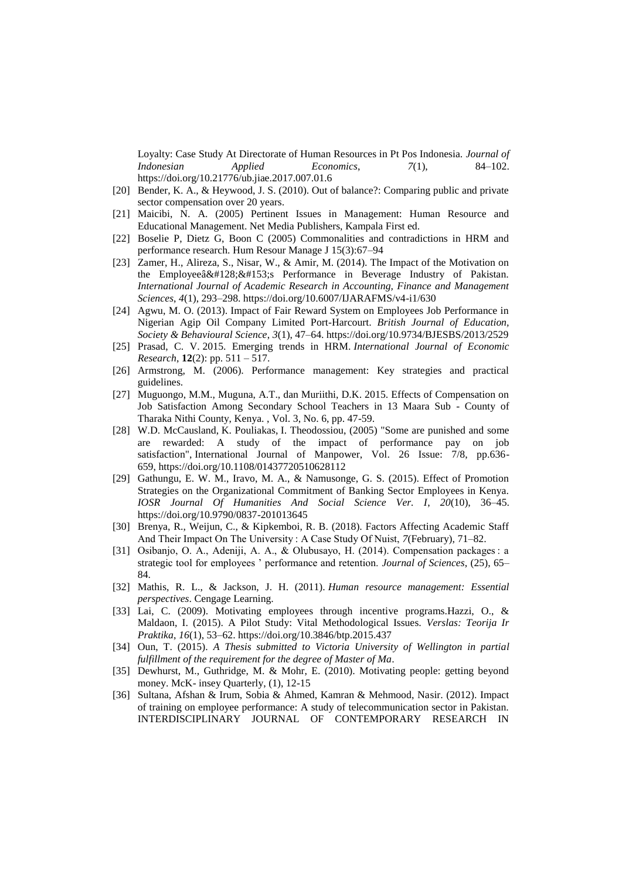Loyalty: Case Study At Directorate of Human Resources in Pt Pos Indonesia. *Journal of Indonesian Applied Economics*, *7*(1), 84–102. https://doi.org/10.21776/ub.jiae.2017.007.01.6

[20] Bender, K. A., & Heywood, J. S. (2010). Out of balance?: Comparing public and private sector compensation over 20 years.

[21] Maicibi, N. A. (2005) Pertinent Issues in Management: Human Resource and Educational Management. Net Media Publishers, Kampala First ed.

[22] Boselie P, Dietz G, Boon C (2005) Commonalities and contradictions in HRM and performance research. Hum Resour Manage J 15(3):67–94

[23] Zamer, H., Alireza, S., Nisar, W., & Amir, M. (2014). The Impact of the Motivation on the Employeeâ&#128;&#153;s Performance in Beverage Industry of Pakistan. *International Journal of Academic Research in Accounting, Finance and Management Sciences*, *4*(1), 293–298. https://doi.org/10.6007/IJARAFMS/v4-i1/630

[24] Agwu, M. O. (2013). Impact of Fair Reward System on Employees Job Performance in Nigerian Agip Oil Company Limited Port-Harcourt. *British Journal of Education, Society & Behavioural Science*, *3*(1), 47–64. https://doi.org/10.9734/BJESBS/2013/2529

[25] Prasad, C. V. 2015. Emerging trends in HRM. *International Journal of Economic Research*, **12**(2): pp. 511 – 517.

[26] Armstrong, M. (2006). Performance management: Key strategies and practical guidelines.

[27] Muguongo, M.M., Muguna, A.T., dan Muriithi, D.K. 2015. Effects of Compensation on Job Satisfaction Among Secondary School Teachers in 13 Maara Sub - County of Tharaka Nithi County, Kenya. , Vol. 3, No. 6, pp. 47-59.

[28] W.D. McCausland, K. Pouliakas, I. Theodossiou, (2005) "Some are punished and some are rewarded: A study of the impact of performance pay on job satisfaction", International Journal of Manpower, Vol. 26 Issue: 7/8, pp.636-659, https://doi.org/10.1108/01437720510628112

[29] Gathungu, E. W. M., Iravo, M. A., & Namusonge, G. S. (2015). Effect of Promotion Strategies on the Organizational Commitment of Banking Sector Employees in Kenya. *IOSR Journal Of Humanities And Social Science Ver. I*, *20*(10), 36–45. https://doi.org/10.9790/0837-201013645

[30] Brenya, R., Weijun, C., & Kipkemboi, R. B. (2018). Factors Affecting Academic Staff And Their Impact On The University : A Case Study Of Nuist, *7*(February), 71–82.

[31] Osibanjo, O. A., Adeniji, A. A., & Olubusayo, H. (2014). Compensation packages : a strategic tool for employees ' performance and retention. *Journal of Sciences*, (25), 65–84.

[32] Mathis, R. L., & Jackson, J. H. (2011). *Human resource management: Essential perspectives*. Cengage Learning.

[33] Lai, C. (2009). Motivating employees through incentive programs.Hazzi, O., & Maldaon, I. (2015). A Pilot Study: Vital Methodological Issues. *Verslas: Teorija Ir Praktika*, *16*(1), 53–62. https://doi.org/10.3846/btp.2015.437

[34] Oun, T. (2015). *A Thesis submitted to Victoria University of Wellington in partial fulfillment of the requirement for the degree of Master of Ma*.

[35] Dewhurst, M., Guthridge, M. & Mohr, E. (2010). Motivating people: getting beyond money. McK- insey Quarterly, (1), 12-15

[36] Sultana, Afshan & Irum, Sobia & Ahmed, Kamran & Mehmood, Nasir. (2012). Impact of training on employee performance: A study of telecommunication sector in Pakistan. INTERDISCIPLINARY JOURNAL OF CONTEMPORARY RESEARCH IN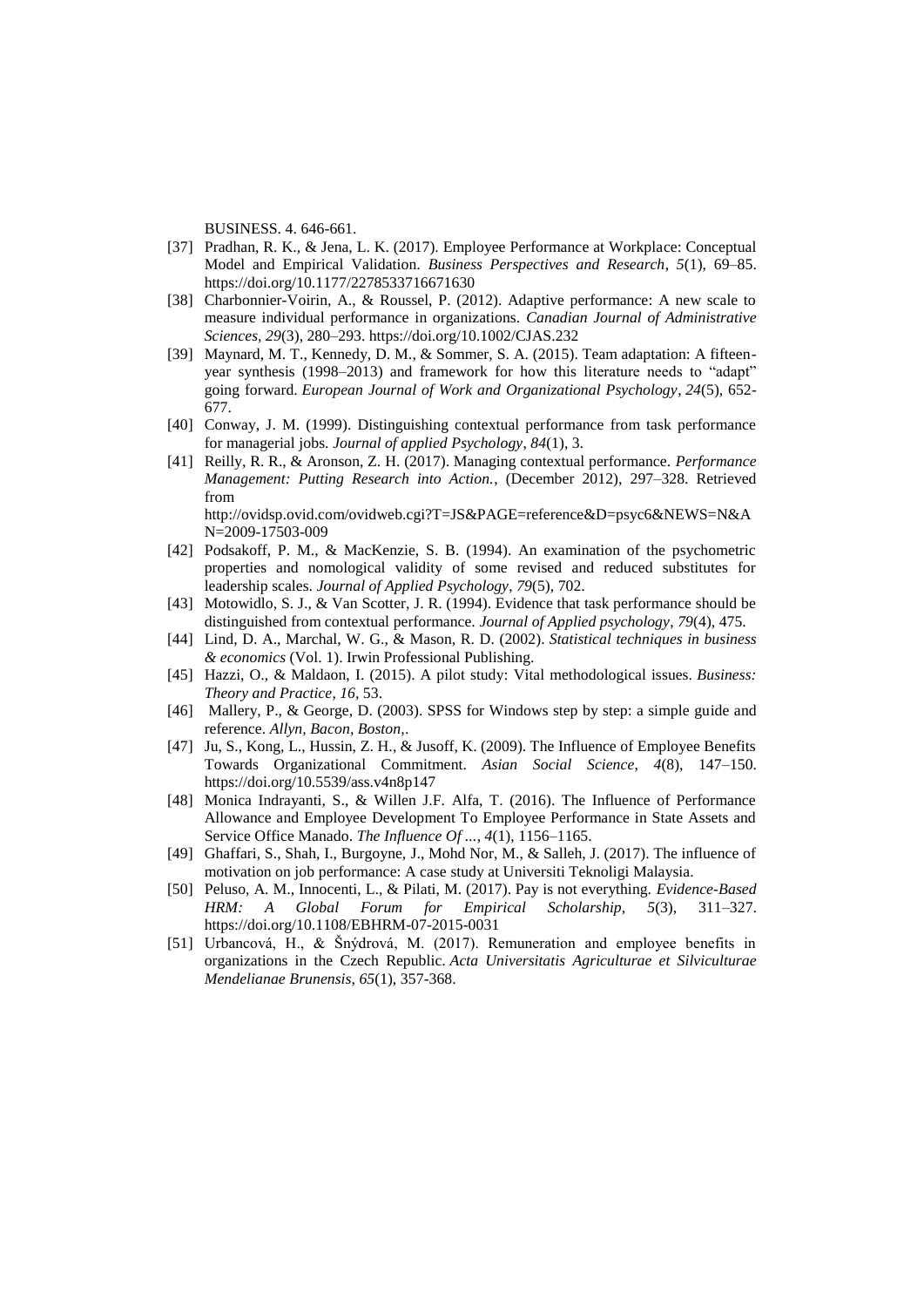BUSINESS. 4. 646-661.

[37] Pradhan, R. K., & Jena, L. K. (2017). Employee Performance at Workplace: Conceptual Model and Empirical Validation. *Business Perspectives and Research*, *5*(1), 69–85. https://doi.org/10.1177/2278533716671630

[38] Charbonnier-Voirin, A., & Roussel, P. (2012). Adaptive performance: A new scale to measure individual performance in organizations. *Canadian Journal of Administrative Sciences*, *29*(3), 280–293. https://doi.org/10.1002/CJAS.232

[39] Maynard, M. T., Kennedy, D. M., & Sommer, S. A. (2015). Team adaptation: A fifteen-year synthesis (1998–2013) and framework for how this literature needs to "adapt" going forward. *European Journal of Work and Organizational Psychology*, *24*(5), 652-677.

[40] Conway, J. M. (1999). Distinguishing contextual performance from task performance for managerial jobs. *Journal of applied Psychology*, *84*(1), 3.

[41] Reilly, R. R., & Aronson, Z. H. (2017). Managing contextual performance. *Performance Management: Putting Research into Action.*, (December 2012), 297–328. Retrieved from http://ovidsp.ovid.com/ovidweb.cgi?T=JS&PAGE=reference&D=psyc6&NEWS=N&AN=2009-17503-009

[42] Podsakoff, P. M., & MacKenzie, S. B. (1994). An examination of the psychometric properties and nomological validity of some revised and reduced substitutes for leadership scales. *Journal of Applied Psychology*, *79*(5), 702.

[43] Motowidlo, S. J., & Van Scotter, J. R. (1994). Evidence that task performance should be distinguished from contextual performance. *Journal of Applied psychology*, *79*(4), 475.

[44] Lind, D. A., Marchal, W. G., & Mason, R. D. (2002). *Statistical techniques in business & economics* (Vol. 1). Irwin Professional Publishing.

[45] Hazzi, O., & Maldaon, I. (2015). A pilot study: Vital methodological issues. *Business: Theory and Practice*, *16*, 53.

[46] Mallery, P., & George, D. (2003). SPSS for Windows step by step: a simple guide and reference. *Allyn, Bacon, Boston,*.

[47] Ju, S., Kong, L., Hussin, Z. H., & Jusoff, K. (2009). The Influence of Employee Benefits Towards Organizational Commitment. *Asian Social Science*, *4*(8), 147–150. https://doi.org/10.5539/ass.v4n8p147

[48] Monica Indrayanti, S., & Willen J.F. Alfa, T. (2016). The Influence of Performance Allowance and Employee Development To Employee Performance in State Assets and Service Office Manado. *The Influence Of ...*, *4*(1), 1156–1165.

[49] Ghaffari, S., Shah, I., Burgoyne, J., Mohd Nor, M., & Salleh, J. (2017). The influence of motivation on job performance: A case study at Universiti Teknoligi Malaysia.

[50] Peluso, A. M., Innocenti, L., & Pilati, M. (2017). Pay is not everything. *Evidence-Based HRM: A Global Forum for Empirical Scholarship*, *5*(3), 311–327. https://doi.org/10.1108/EBHRM-07-2015-0031

[51] Urbancová, H., & Šnýdrová, M. (2017). Remuneration and employee benefits in organizations in the Czech Republic. *Acta Universitatis Agriculturae et Silviculturae Mendelianae Brunensis*, *65*(1), 357-368.